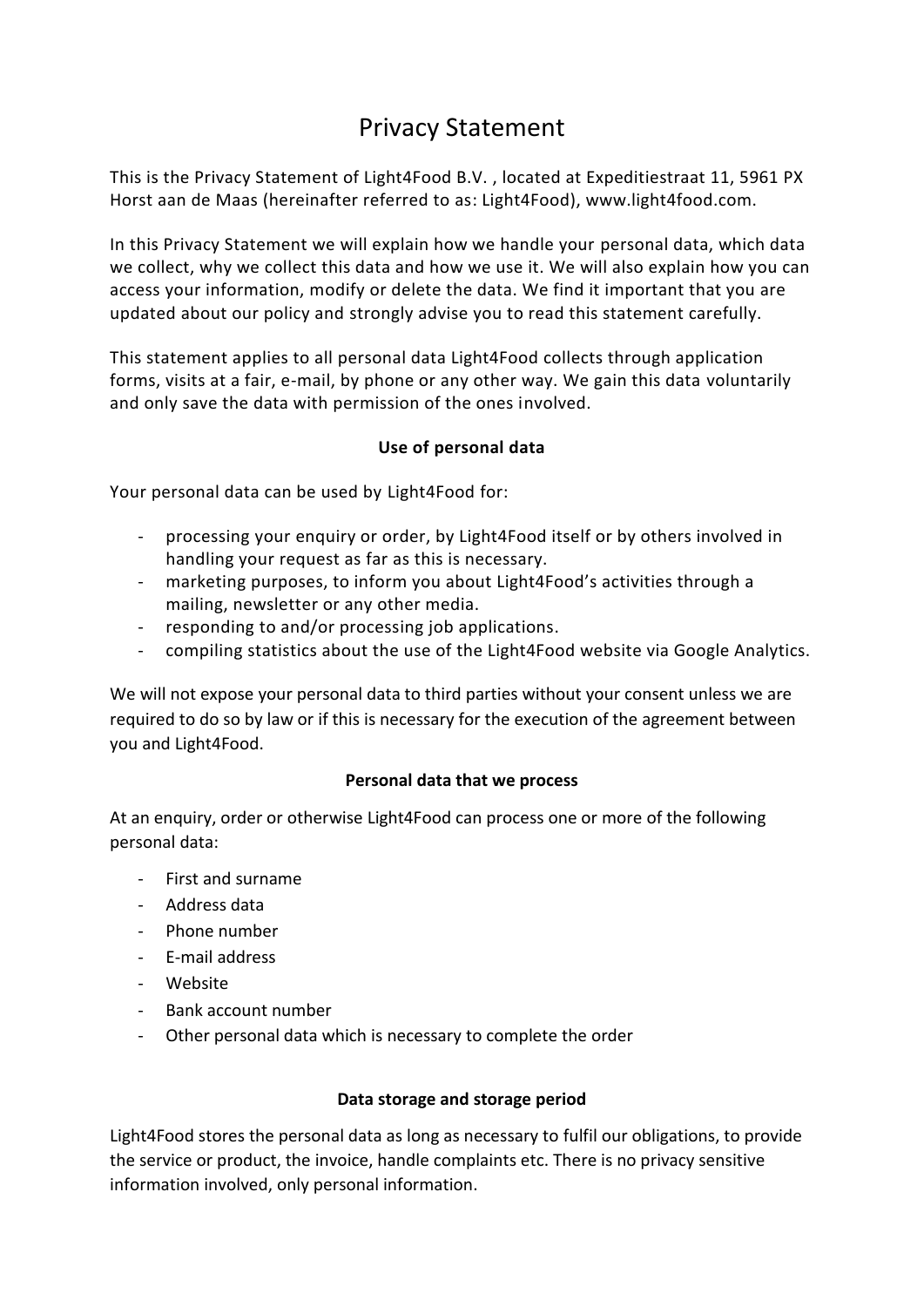# Privacy Statement

This is the Privacy Statement of Light4Food B.V. , located at Expeditiestraat 11, 5961 PX Horst aan de Maas (hereinafter referred to as: Light4Food), www.light4food.com.

In this Privacy Statement we will explain how we handle your personal data, which data we collect, why we collect this data and how we use it. We will also explain how you can access your information, modify or delete the data. We find it important that you are updated about our policy and strongly advise you to read this statement carefully.

This statement applies to all personal data Light4Food collects through application forms, visits at a fair, e-mail, by phone or any other way. We gain this data voluntarily and only save the data with permission of the ones involved.

## Use of personal data

Your personal data can be used by Light4Food for:

- processing your enquiry or order, by Light4Food itself or by others involved in handling your request as far as this is necessary.
- marketing purposes, to inform you about Light4Food's activities through a mailing, newsletter or any other media.
- responding to and/or processing job applications.
- compiling statistics about the use of the Light4Food website via Google Analytics.

We will not expose your personal data to third parties without your consent unless we are required to do so by law or if this is necessary for the execution of the agreement between you and Light4Food.

## Personal data that we process

At an enquiry, order or otherwise Light4Food can process one or more of the following personal data:

- First and surname
- Address data
- Phone number
- E-mail address
- Website
- Bank account number
- Other personal data which is necessary to complete the order

## Data storage and storage period

Light4Food stores the personal data as long as necessary to fulfil our obligations, to provide the service or product, the invoice, handle complaints etc. There is no privacy sensitive information involved, only personal information.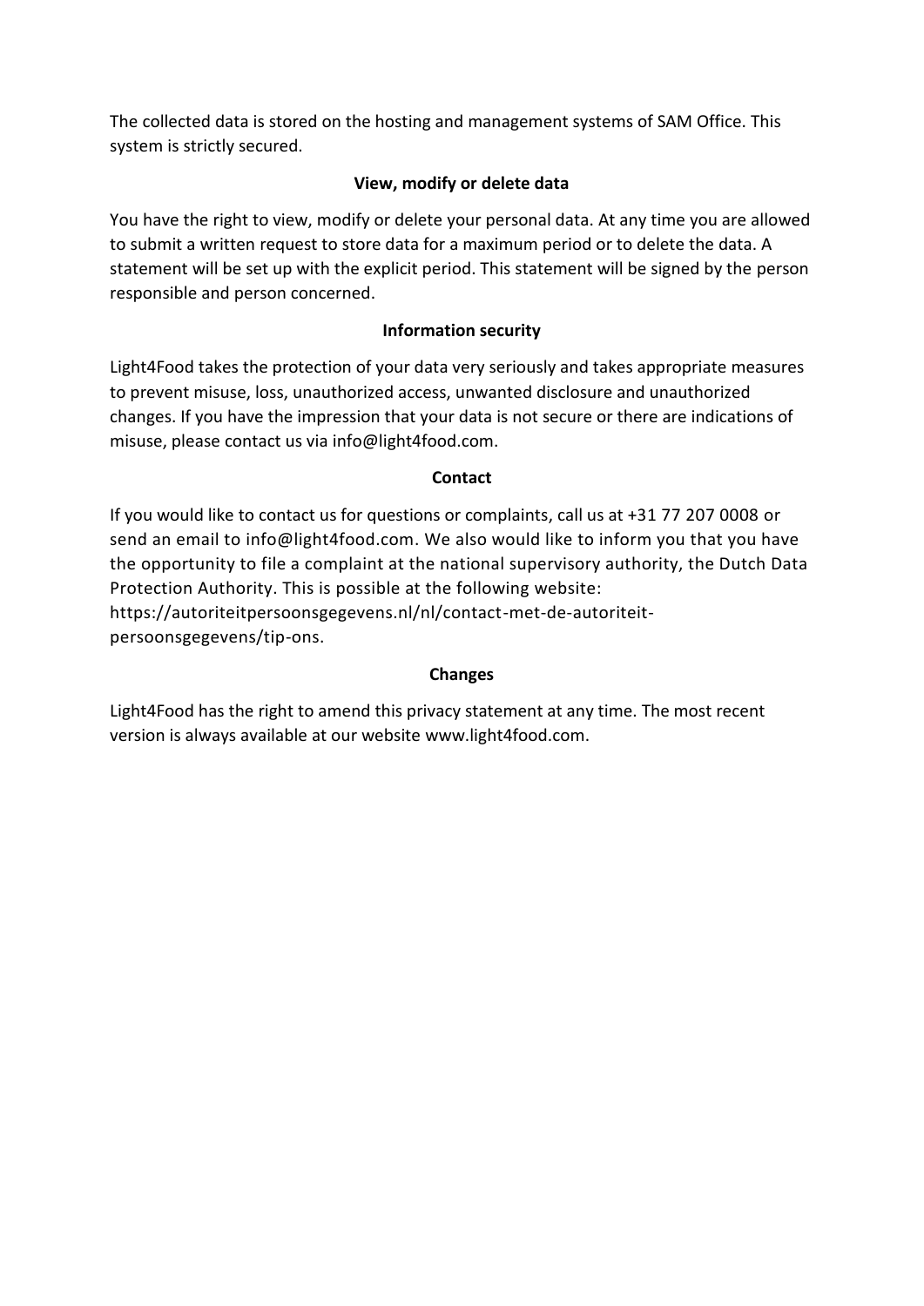The collected data is stored on the hosting and management systems of SAM Office. This system is strictly secured.

## View, modify or delete data

You have the right to view, modify or delete your personal data. At any time you are allowed to submit a written request to store data for a maximum period or to delete the data. A statement will be set up with the explicit period. This statement will be signed by the person responsible and person concerned.

## Information security

Light4Food takes the protection of your data very seriously and takes appropriate measures to prevent misuse, loss, unauthorized access, unwanted disclosure and unauthorized changes. If you have the impression that your data is not secure or there are indications of misuse, please contact us via info@light4food.com.

## Contact

If you would like to contact us for questions or complaints, call us at +31 77 207 0008 or send an email to info@light4food.com. We also would like to inform you that you have the opportunity to file a complaint at the national supervisory authority, the Dutch Data Protection Authority. This is possible at the following website: https://autoriteitpersoonsgegevens.nl/nl/contact-met-de-autoriteit-persoonsgegevens/tip-ons.

## Changes

Light4Food has the right to amend this privacy statement at any time. The most recent version is always available at our website www.light4food.com.